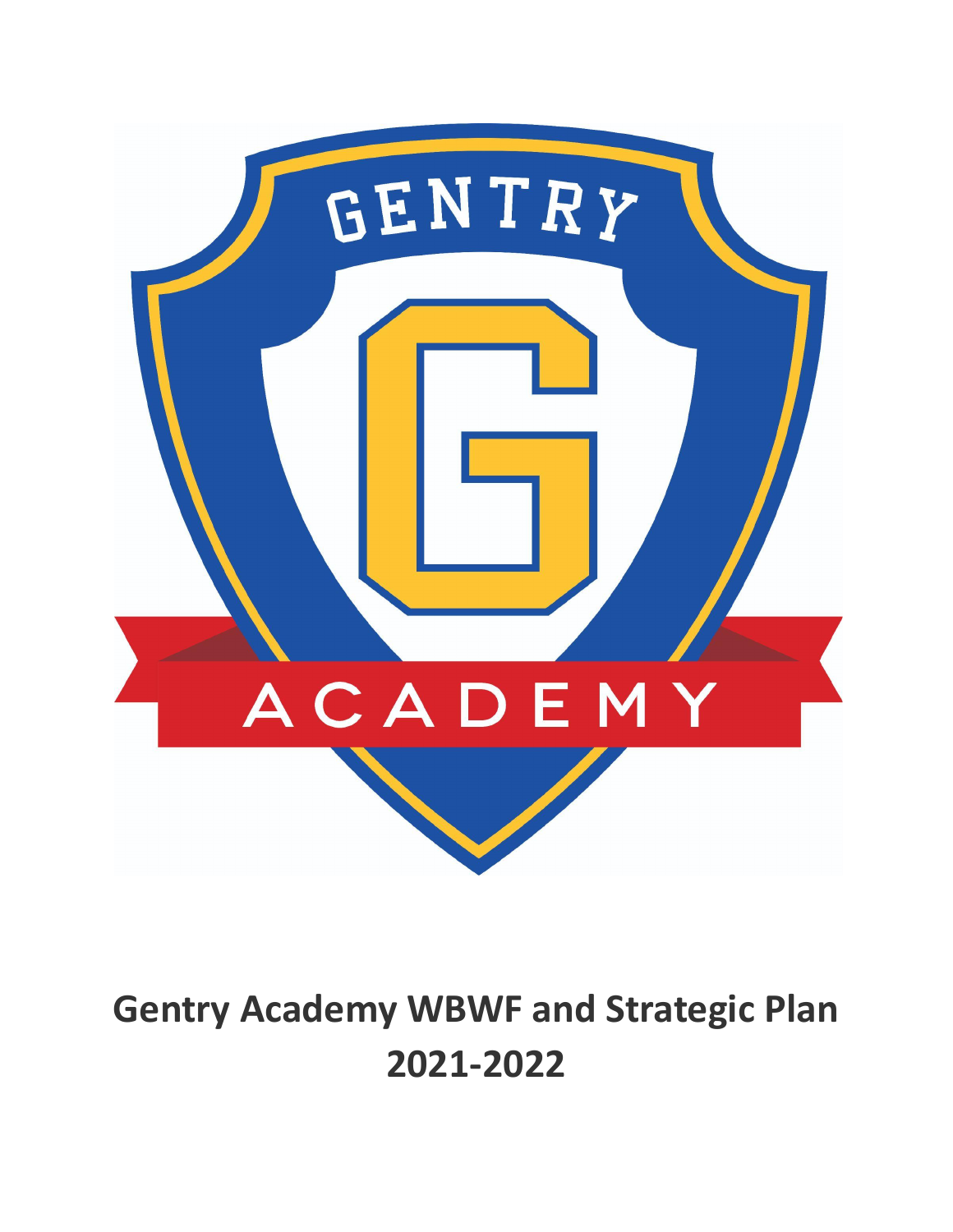GENTRY

ACADEMY

# Gentry Academy WBWF and Strategic Plan 2021-2022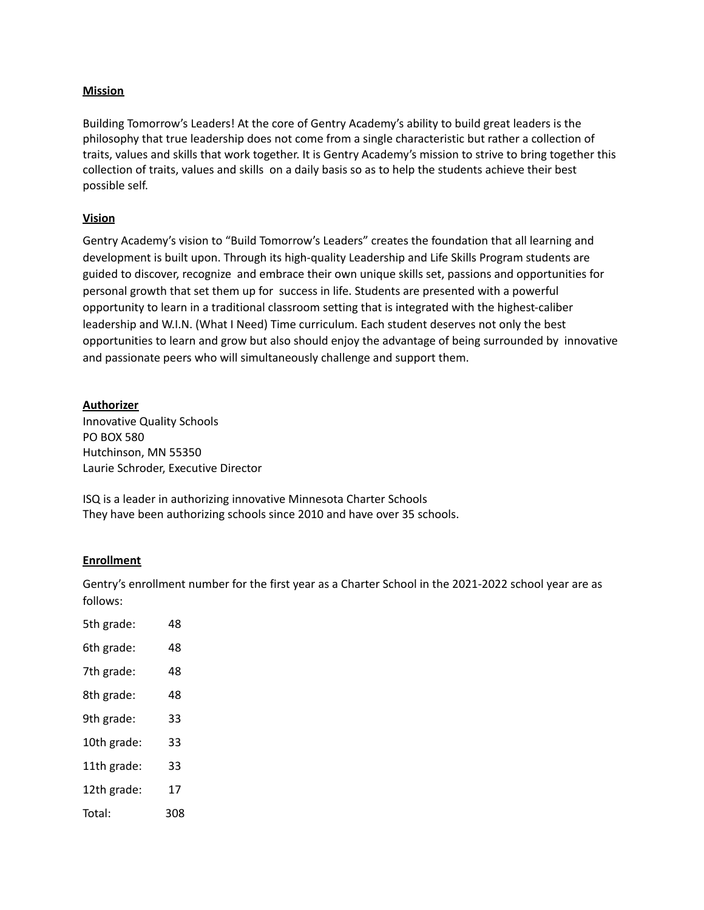**Mission**

Building Tomorrow's Leaders! At the core of Gentry Academy's ability to build great leaders is the philosophy that true leadership does not come from a single characteristic but rather a collection of traits, values and skills that work together. It is Gentry Academy's mission to strive to bring together this collection of traits, values and skills on a daily basis so as to help the students achieve their best possible self.

**Vision**

Gentry Academy's vision to "Build Tomorrow's Leaders" creates the foundation that all learning and development is built upon. Through its high-quality Leadership and Life Skills Program students are guided to discover, recognize and embrace their own unique skills set, passions and opportunities for personal growth that set them up for success in life. Students are presented with a powerful opportunity to learn in a traditional classroom setting that is integrated with the highest-caliber leadership and W.I.N. (What I Need) Time curriculum. Each student deserves not only the best opportunities to learn and grow but also should enjoy the advantage of being surrounded by innovative and passionate peers who will simultaneously challenge and support them.

**Authorizer**

Innovative Quality Schools
PO BOX 580
Hutchinson, MN 55350
Laurie Schroder, Executive Director

ISQ is a leader in authorizing innovative Minnesota Charter Schools
They have been authorizing schools since 2010 and have over 35 schools.

**Enrollment**

Gentry's enrollment number for the first year as a Charter School in the 2021-2022 school year are as follows:

| Grade | Enrollment |
|---|---|
| 5th grade: | 48 |
| 6th grade: | 48 |
| 7th grade: | 48 |
| 8th grade: | 48 |
| 9th grade: | 33 |
| 10th grade: | 33 |
| 11th grade: | 33 |
| 12th grade: | 17 |
| Total: | 308 |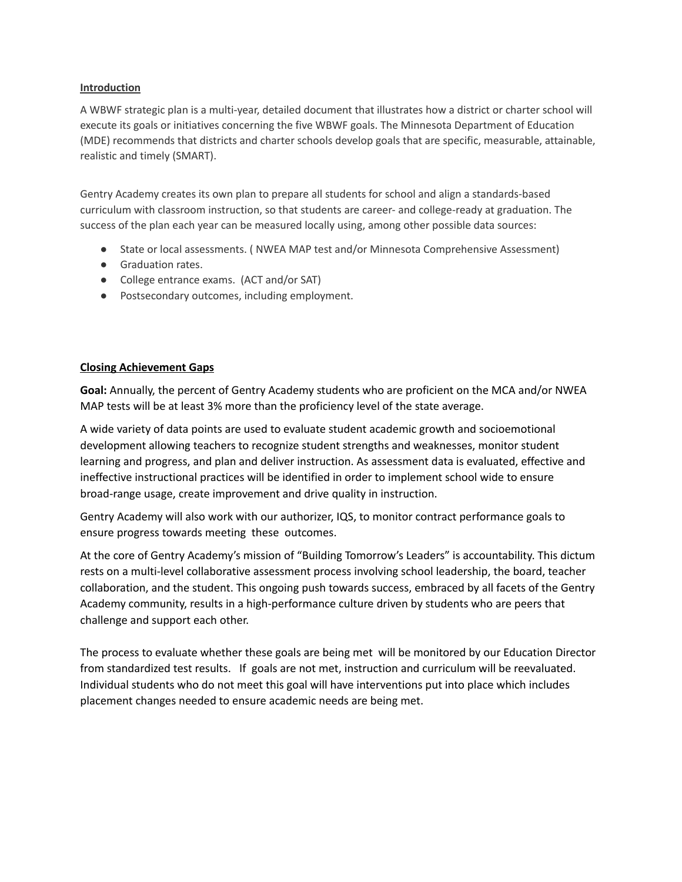## Introduction

A WBWF strategic plan is a multi-year, detailed document that illustrates how a district or charter school will execute its goals or initiatives concerning the five WBWF goals. The Minnesota Department of Education (MDE) recommends that districts and charter schools develop goals that are specific, measurable, attainable, realistic and timely (SMART).

Gentry Academy creates its own plan to prepare all students for school and align a standards-based curriculum with classroom instruction, so that students are career- and college-ready at graduation. The success of the plan each year can be measured locally using, among other possible data sources:

- State or local assessments. ( NWEA MAP test and/or Minnesota Comprehensive Assessment)
- Graduation rates.
- College entrance exams. (ACT and/or SAT)
- Postsecondary outcomes, including employment.

## Closing Achievement Gaps

**Goal:** Annually, the percent of Gentry Academy students who are proficient on the MCA and/or NWEA MAP tests will be at least 3% more than the proficiency level of the state average.

A wide variety of data points are used to evaluate student academic growth and socioemotional development allowing teachers to recognize student strengths and weaknesses, monitor student learning and progress, and plan and deliver instruction. As assessment data is evaluated, effective and ineffective instructional practices will be identified in order to implement school wide to ensure broad-range usage, create improvement and drive quality in instruction.

Gentry Academy will also work with our authorizer, IQS, to monitor contract performance goals to ensure progress towards meeting these outcomes.

At the core of Gentry Academy's mission of "Building Tomorrow's Leaders" is accountability. This dictum rests on a multi-level collaborative assessment process involving school leadership, the board, teacher collaboration, and the student. This ongoing push towards success, embraced by all facets of the Gentry Academy community, results in a high-performance culture driven by students who are peers that challenge and support each other.

The process to evaluate whether these goals are being met will be monitored by our Education Director from standardized test results. If goals are not met, instruction and curriculum will be reevaluated. Individual students who do not meet this goal will have interventions put into place which includes placement changes needed to ensure academic needs are being met.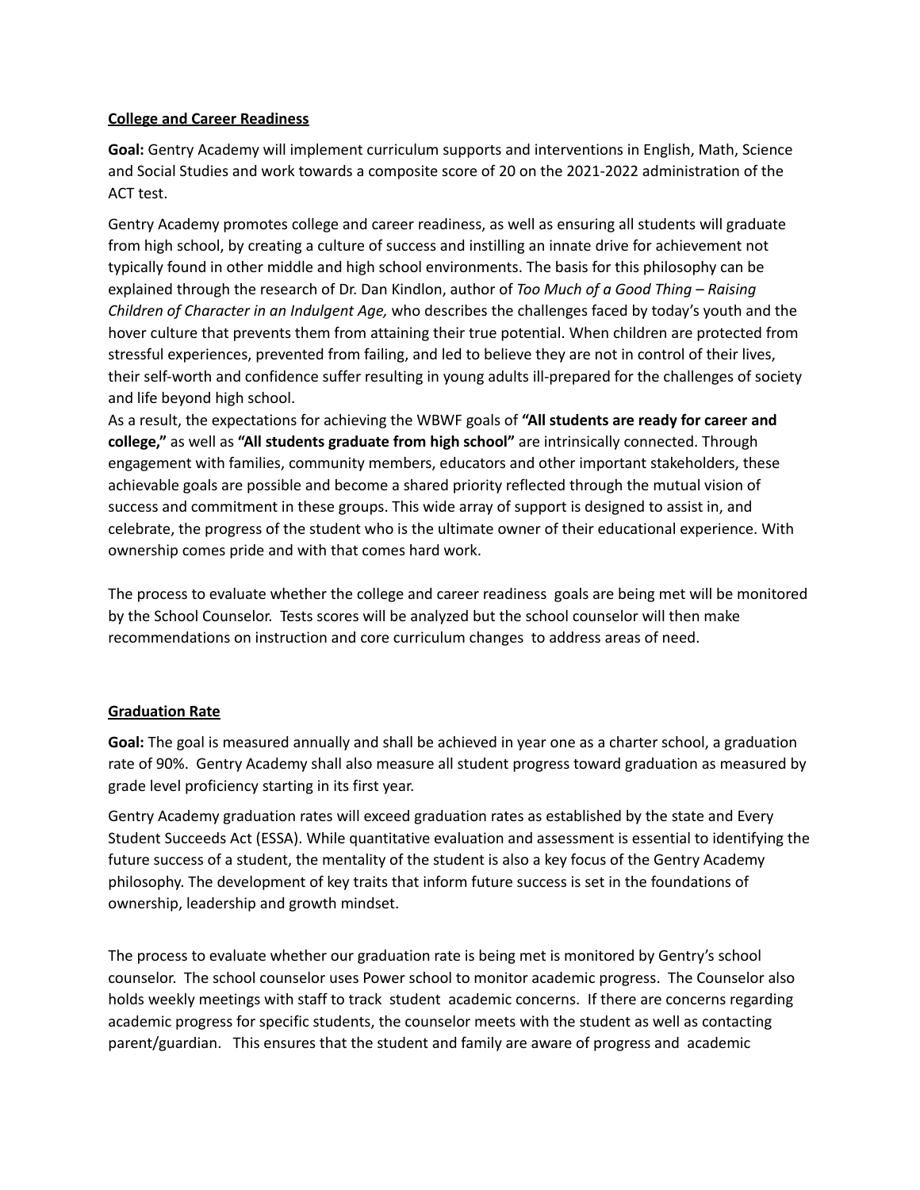**College and Career Readiness**

**Goal:** Gentry Academy will implement curriculum supports and interventions in English, Math, Science and Social Studies and work towards a composite score of 20 on the 2021-2022 administration of the ACT test.

Gentry Academy promotes college and career readiness, as well as ensuring all students will graduate from high school, by creating a culture of success and instilling an innate drive for achievement not typically found in other middle and high school environments. The basis for this philosophy can be explained through the research of Dr. Dan Kindlon, author of *Too Much of a Good Thing – Raising Children of Character in an Indulgent Age,* who describes the challenges faced by today's youth and the hover culture that prevents them from attaining their true potential. When children are protected from stressful experiences, prevented from failing, and led to believe they are not in control of their lives, their self-worth and confidence suffer resulting in young adults ill-prepared for the challenges of society and life beyond high school.

As a result, the expectations for achieving the WBWF goals of **"All students are ready for career and college,"** as well as **"All students graduate from high school"** are intrinsically connected. Through engagement with families, community members, educators and other important stakeholders, these achievable goals are possible and become a shared priority reflected through the mutual vision of success and commitment in these groups. This wide array of support is designed to assist in, and celebrate, the progress of the student who is the ultimate owner of their educational experience. With ownership comes pride and with that comes hard work.

The process to evaluate whether the college and career readiness goals are being met will be monitored by the School Counselor. Tests scores will be analyzed but the school counselor will then make recommendations on instruction and core curriculum changes to address areas of need.

**Graduation Rate**

**Goal:** The goal is measured annually and shall be achieved in year one as a charter school, a graduation rate of 90%. Gentry Academy shall also measure all student progress toward graduation as measured by grade level proficiency starting in its first year.

Gentry Academy graduation rates will exceed graduation rates as established by the state and Every Student Succeeds Act (ESSA). While quantitative evaluation and assessment is essential to identifying the future success of a student, the mentality of the student is also a key focus of the Gentry Academy philosophy. The development of key traits that inform future success is set in the foundations of ownership, leadership and growth mindset.

The process to evaluate whether our graduation rate is being met is monitored by Gentry's school counselor. The school counselor uses Power school to monitor academic progress. The Counselor also holds weekly meetings with staff to track student academic concerns. If there are concerns regarding academic progress for specific students, the counselor meets with the student as well as contacting parent/guardian. This ensures that the student and family are aware of progress and academic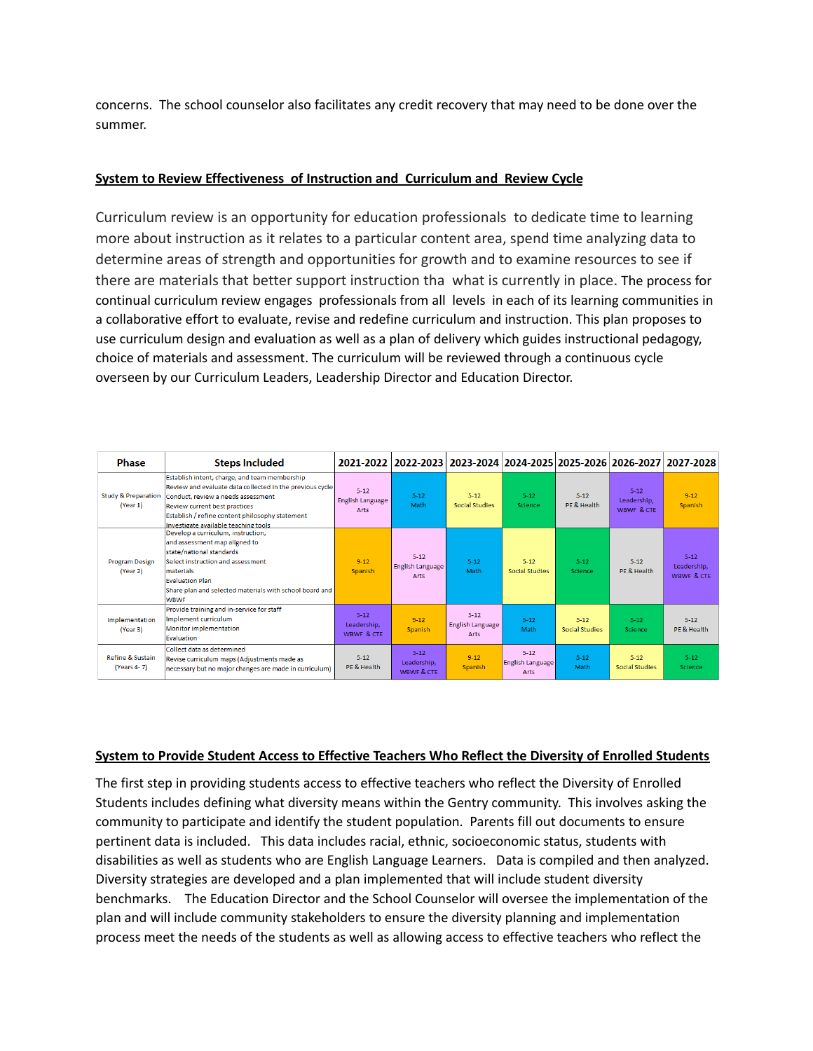concerns. The school counselor also facilitates any credit recovery that may need to be done over the summer.

**System to Review Effectiveness of Instruction and Curriculum and Review Cycle**

Curriculum review is an opportunity for education professionals to dedicate time to learning more about instruction as it relates to a particular content area, spend time analyzing data to determine areas of strength and opportunities for growth and to examine resources to see if there are materials that better support instruction tha what is currently in place. The process for continual curriculum review engages professionals from all levels in each of its learning communities in a collaborative effort to evaluate, revise and redefine curriculum and instruction. This plan proposes to use curriculum design and evaluation as well as a plan of delivery which guides instructional pedagogy, choice of materials and assessment. The curriculum will be reviewed through a continuous cycle overseen by our Curriculum Leaders, Leadership Director and Education Director.

| Phase | Steps Included | 2021-2022 | 2022-2023 | 2023-2024 | 2024-2025 | 2025-2026 | 2026-2027 | 2027-2028 |
|---|---|---|---|---|---|---|---|---|
| Study & Preparation (Year 1) | Establish intent, charge, and team membership<br>Review and evaluate data collected in the previous cycle<br>Conduct, review a needs assessment<br>Review current best practices<br>Establish / refine content philosophy statement<br>Investigate available teaching tools | 5-12 English Language Arts | 5-12 Math | 5-12 Social Studies | 5-12 Science | 5-12 PE & Health | 5-12 Leadership, WBWF & CTE | 9-12 Spanish |
| Program Design (Year 2) | Develop a curriculum, instruction, and assessment map aligned to state/national standards<br>Select instruction and assessment materials<br>Evaluation Plan<br>Share plan and selected materials with school board and WBWF | 9-12 Spanish | 5-12 English Language Arts | 5-12 Math | 5-12 Social Studies | 5-12 Science | 5-12 PE & Health | 5-12 Leadership, WBWF & CTE |
| Implementation (Year 3) | Provide training and in-service for staff<br>Implement curriculum<br>Monitor implementation<br>Evaluation | 5-12 Leadership, WBWF & CTE | 9-12 Spanish | 5-12 English Language Arts | 5-12 Math | 5-12 Social Studies | 5-12 Science | 5-12 PE & Health |
| Refine & Sustain (Years 4-7) | Collect data as determined<br>Revise curriculum maps (Adjustments made as necessary but no major changes are made in curriculum) | 5-12 PE & Health | 5-12 Leadership, WBWF & CTE | 9-12 Spanish | 5-12 English Language Arts | 5-12 Math | 5-12 Social Studies | 5-12 Science |

**System to Provide Student Access to Effective Teachers Who Reflect the Diversity of Enrolled Students**

The first step in providing students access to effective teachers who reflect the Diversity of Enrolled Students includes defining what diversity means within the Gentry community. This involves asking the community to participate and identify the student population. Parents fill out documents to ensure pertinent data is included. This data includes racial, ethnic, socioeconomic status, students with disabilities as well as students who are English Language Learners. Data is compiled and then analyzed. Diversity strategies are developed and a plan implemented that will include student diversity benchmarks. The Education Director and the School Counselor will oversee the implementation of the plan and will include community stakeholders to ensure the diversity planning and implementation process meet the needs of the students as well as allowing access to effective teachers who reflect the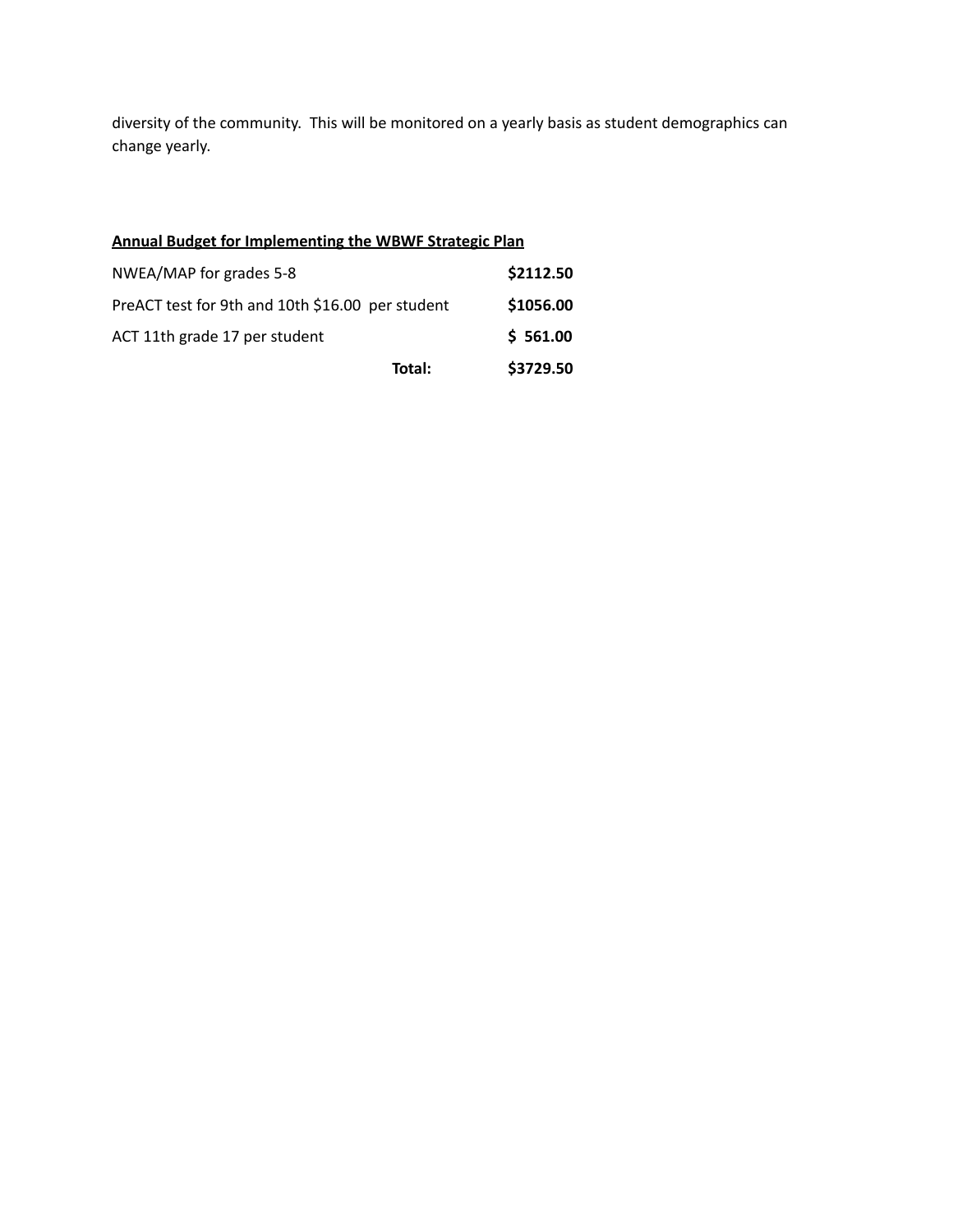diversity of the community. This will be monitored on a yearly basis as student demographics can change yearly.

**Annual Budget for Implementing the WBWF Strategic Plan**

| | |
|---|---|
| NWEA/MAP for grades 5-8 | **$2112.50** |
| PreACT test for 9th and 10th $16.00 per student | **$1056.00** |
| ACT 11th grade 17 per student | **$ 561.00** |
| **Total:** | **$3729.50** |